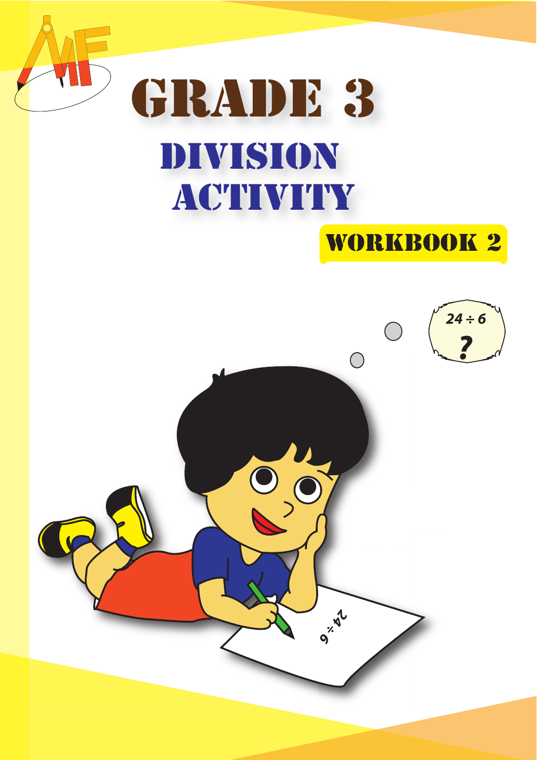# GRADE 3

## DIVISION ACTIVITY

### WORKBOOK 2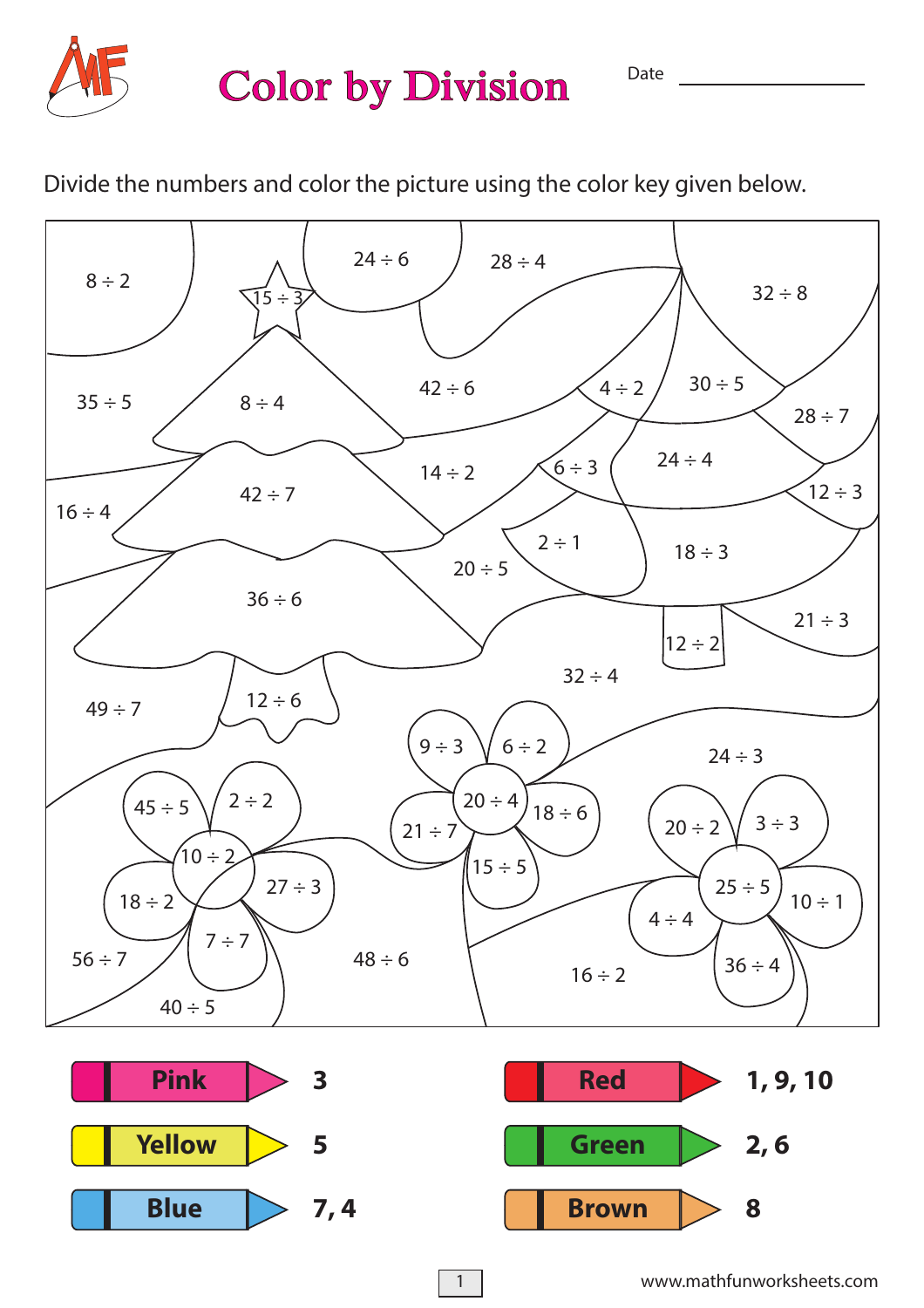# Color by Division

Date ________________

Divide the numbers and color the picture using the color key given below.

8 ÷ 2

15 ÷ 3

24 ÷ 6

28 ÷ 4

32 ÷ 8

35 ÷ 5

8 ÷ 4

42 ÷ 6

4 ÷ 2

30 ÷ 5

28 ÷ 7

14 ÷ 2

6 ÷ 3

24 ÷ 4

42 ÷ 7

12 ÷ 3

16 ÷ 4

2 ÷ 1

18 ÷ 3

20 ÷ 5

36 ÷ 6

21 ÷ 3

12 ÷ 2

32 ÷ 4

49 ÷ 7

12 ÷ 6

9 ÷ 3

6 ÷ 2

24 ÷ 3

45 ÷ 5

2 ÷ 2

20 ÷ 4

18 ÷ 6

21 ÷ 7

20 ÷ 2

3 ÷ 3

10 ÷ 2

15 ÷ 5

27 ÷ 3

25 ÷ 5

18 ÷ 2

10 ÷ 1

4 ÷ 4

7 ÷ 7

56 ÷ 7

48 ÷ 6

36 ÷ 4

16 ÷ 2

40 ÷ 5

| Color | Answer | Color | Answer |
| --- | --- | --- | --- |
| Pink | 3 | Red | 1, 9, 10 |
| Yellow | 5 | Green | 2, 6 |
| Blue | 7, 4 | Brown | 8 |

www.mathfunworksheets.com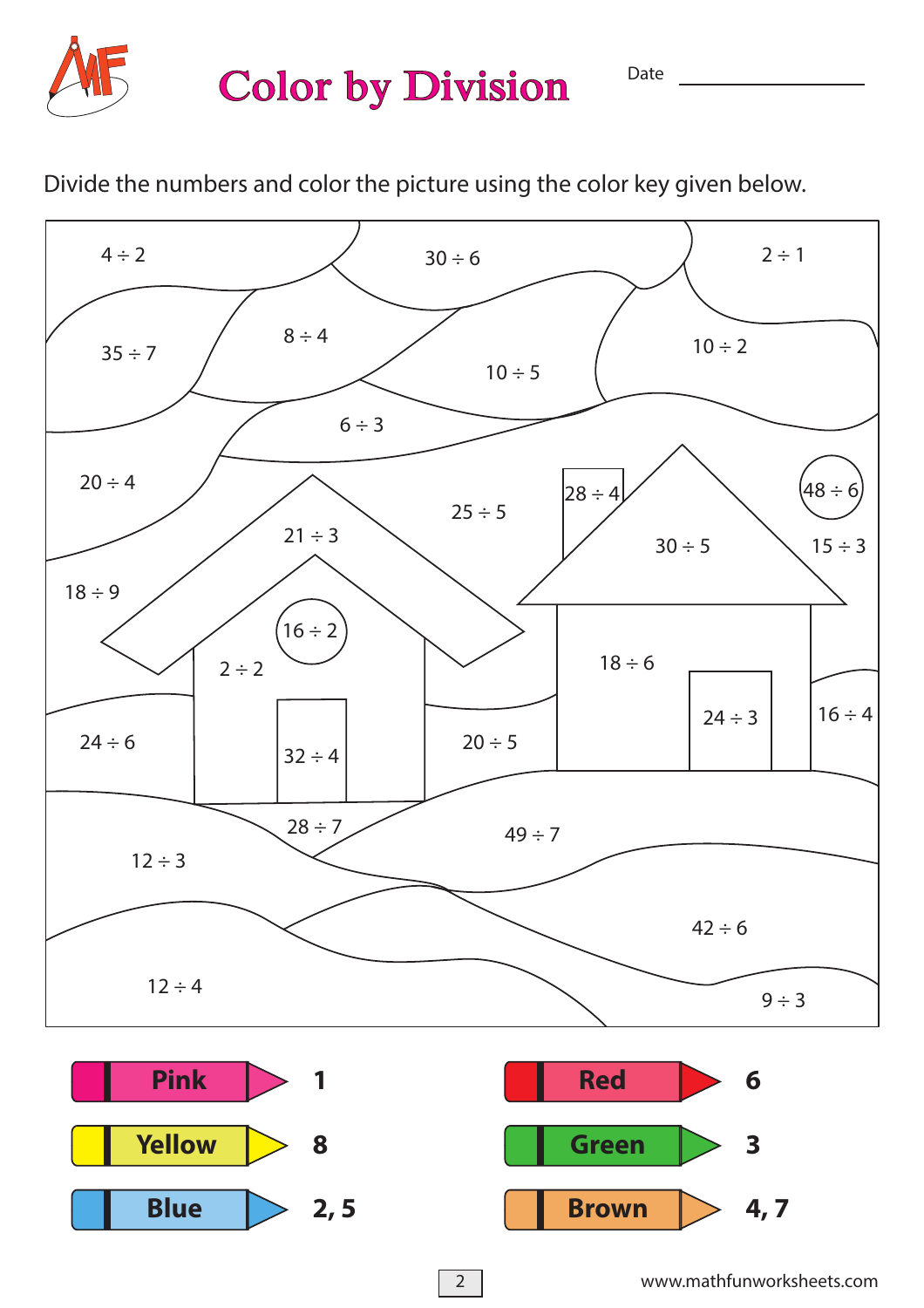# Color by Division

Date ________________

Divide the numbers and color the picture using the color key given below.

$4 \div 2$

$30 \div 6$

$2 \div 1$

$35 \div 7$

$8 \div 4$

$10 \div 5$

$10 \div 2$

$6 \div 3$

$20 \div 4$

$25 \div 5$

$28 \div 4$

$48 \div 6$

$21 \div 3$

$30 \div 5$

$15 \div 3$

$18 \div 9$

$16 \div 2$

$2 \div 2$

$18 \div 6$

$24 \div 3$

$16 \div 4$

$24 \div 6$

$32 \div 4$

$20 \div 5$

$28 \div 7$

$49 \div 7$

$12 \div 3$

$42 \div 6$

$12 \div 4$

$9 \div 3$

| Color | Number | Color | Number |
|---|---|---|---|
| Pink | 1 | Red | 6 |
| Yellow | 8 | Green | 3 |
| Blue | 2, 5 | Brown | 4, 7 |

www.mathfunworksheets.com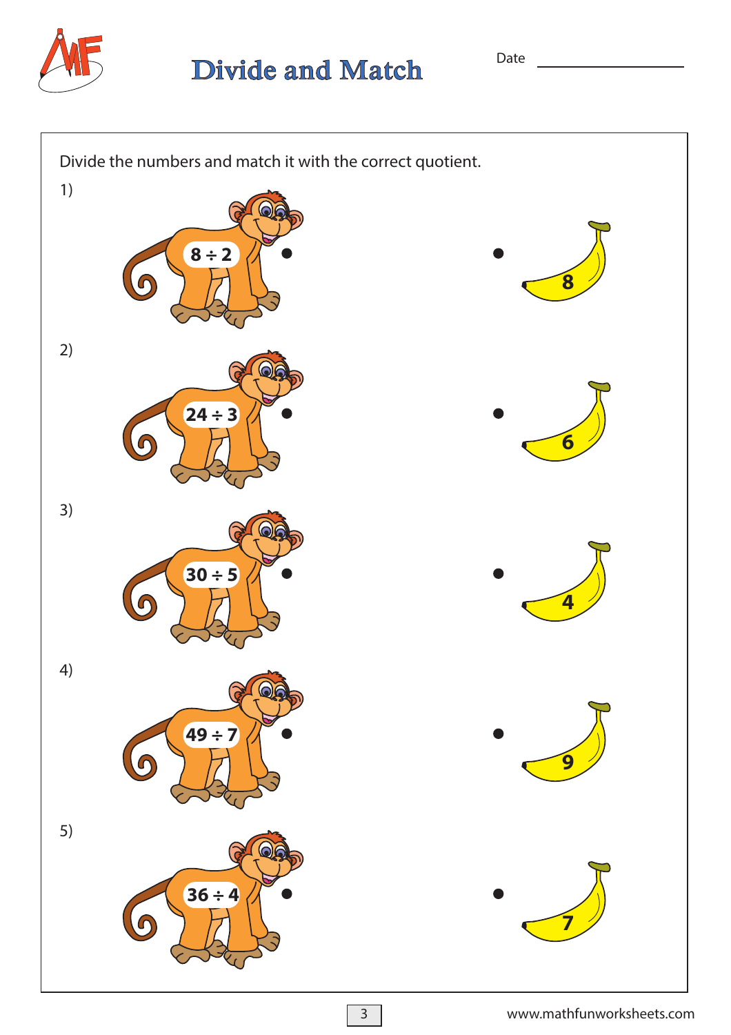# Divide and Match

Date ______________

Divide the numbers and match it with the correct quotient.

| | Division | | Quotient |
|---|---|---|---|
| 1) | $8 \div 2$ | • • | 8 |
| 2) | $24 \div 3$ | • • | 6 |
| 3) | $30 \div 5$ | • • | 4 |
| 4) | $49 \div 7$ | • • | 9 |
| 5) | $36 \div 4$ | • • | 7 |

www.mathfunworksheets.com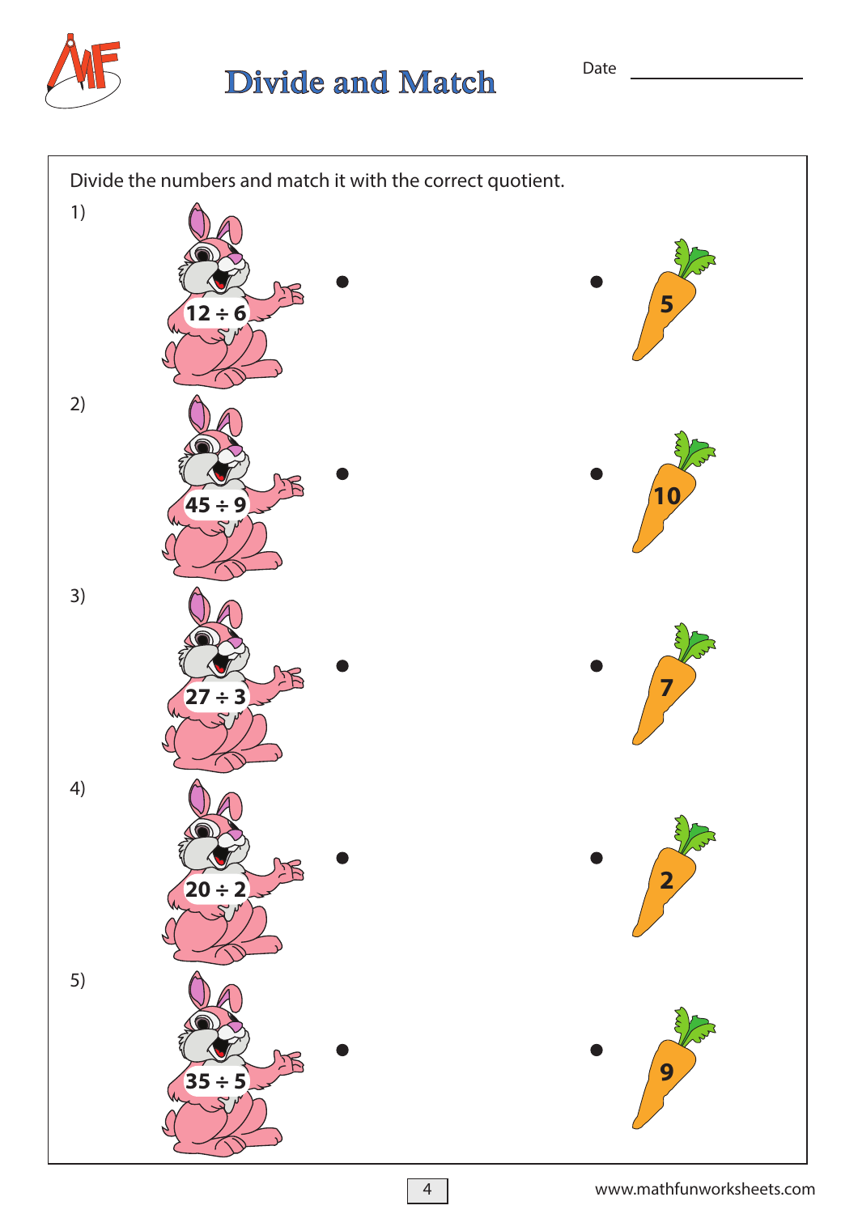# Divide and Match

Date ________________

Divide the numbers and match it with the correct quotient.

| | | |
|---|---|---|
| 1) | $12 \div 6$ | 5 |
| 2) | $45 \div 9$ | 10 |
| 3) | $27 \div 3$ | 7 |
| 4) | $20 \div 2$ | 2 |
| 5) | $35 \div 5$ | 9 |

www.mathfunworksheets.com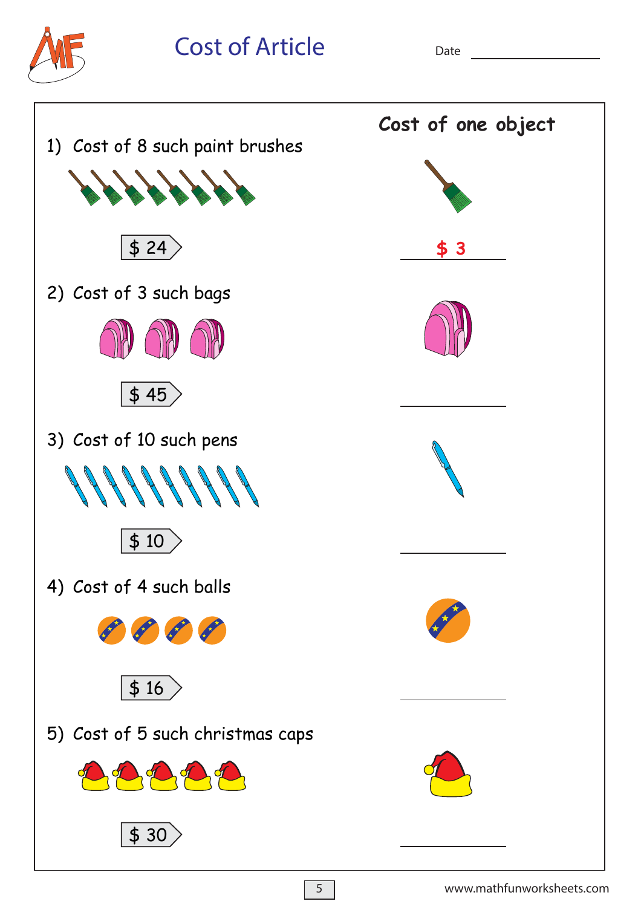# Cost of Article

Date ___________

| | Cost of one object |
|---|---|
| 1) Cost of 8 such paint brushes<br>\$ 24 | \$ 3 |
| 2) Cost of 3 such bags<br>\$ 45 | ________ |
| 3) Cost of 10 such pens<br>\$ 10 | ________ |
| 4) Cost of 4 such balls<br>\$ 16 | ________ |
| 5) Cost of 5 such christmas caps<br>\$ 30 | ________ |

www.mathfunworksheets.com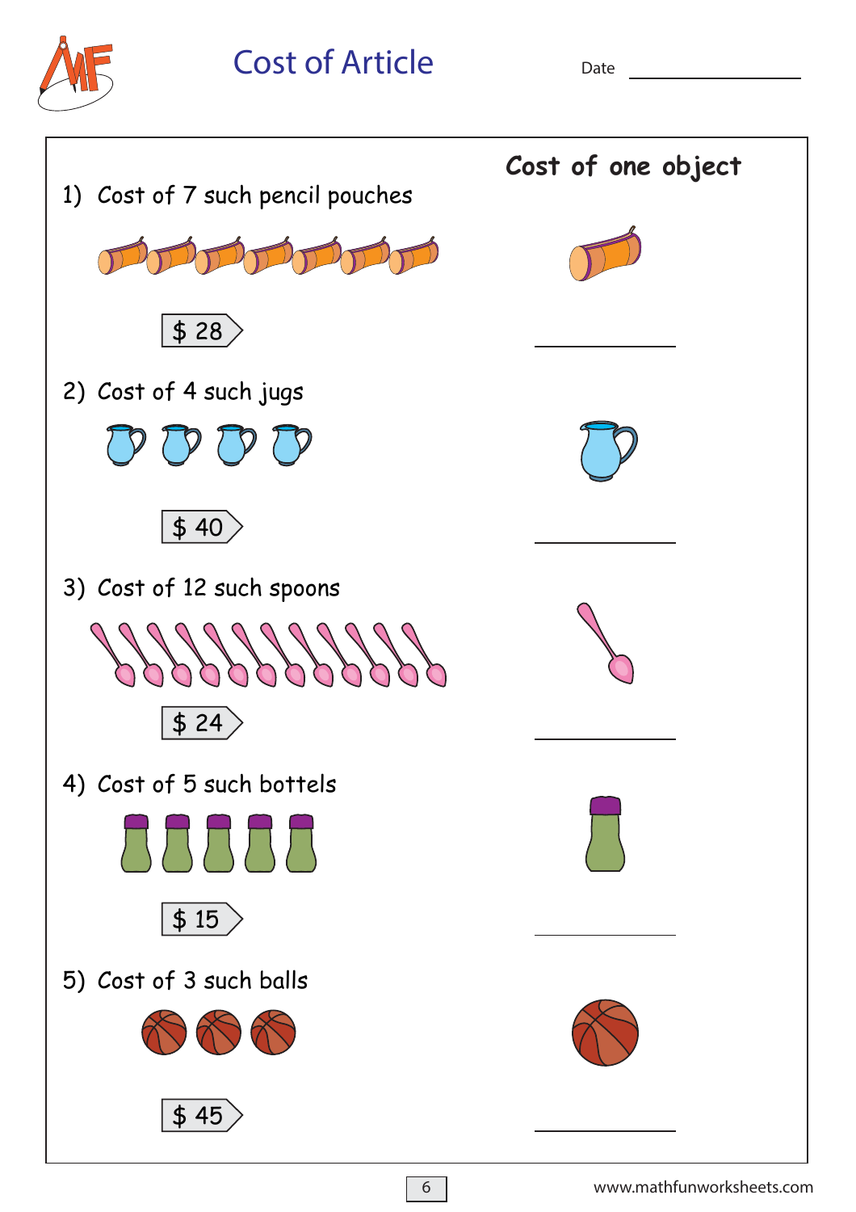# Cost of Article

Date ____________

**Cost of one object**

1) Cost of 7 such pencil pouches

$ 28 ____________

2) Cost of 4 such jugs

$ 40 ____________

3) Cost of 12 such spoons

$ 24 ____________

4) Cost of 5 such bottels

$ 15 ____________

5) Cost of 3 such balls

$ 45 ____________

www.mathfunworksheets.com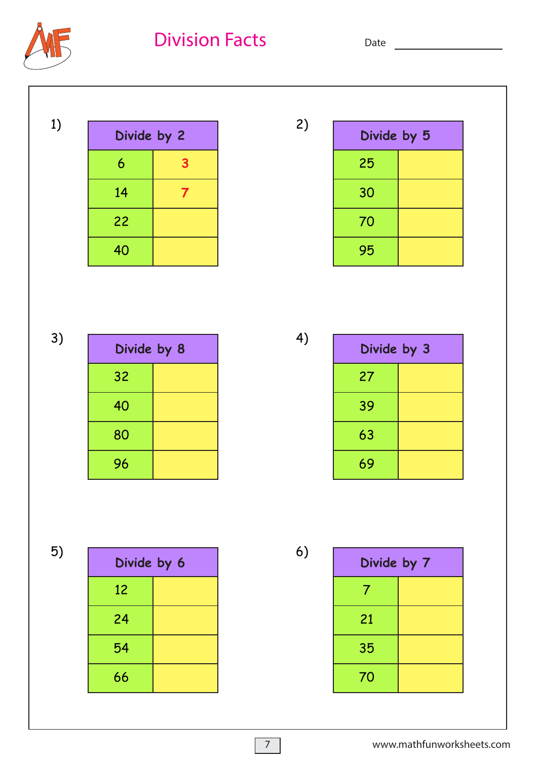# Division Facts

Date ________________

1)

| Divide by 2 | |
|---|---|
| 6 | 3 |
| 14 | 7 |
| 22 | |
| 40 | |

2)

| Divide by 5 | |
|---|---|
| 25 | |
| 30 | |
| 70 | |
| 95 | |

3)

| Divide by 8 | |
|---|---|
| 32 | |
| 40 | |
| 80 | |
| 96 | |

4)

| Divide by 3 | |
|---|---|
| 27 | |
| 39 | |
| 63 | |
| 69 | |

5)

| Divide by 6 | |
|---|---|
| 12 | |
| 24 | |
| 54 | |
| 66 | |

6)

| Divide by 7 | |
|---|---|
| 7 | |
| 21 | |
| 35 | |
| 70 | |

www.mathfunworksheets.com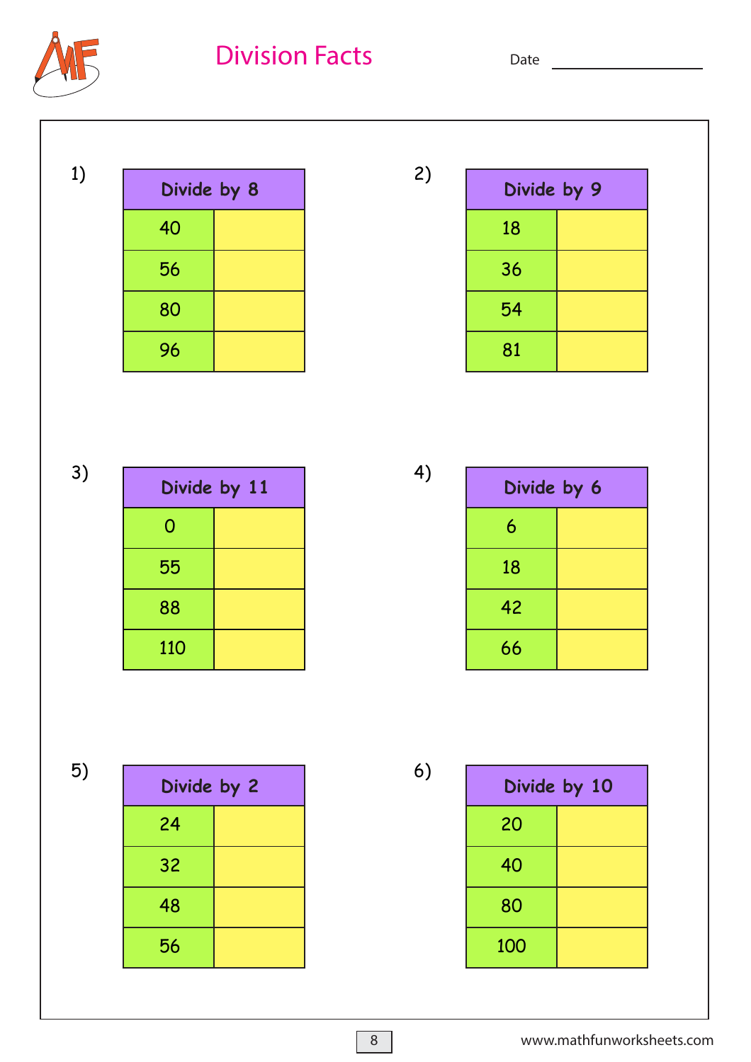# Division Facts

Date ________________

1)

| Divide by 8 | |
|---|---|
| 40 | |
| 56 | |
| 80 | |
| 96 | |

2)

| Divide by 9 | |
|---|---|
| 18 | |
| 36 | |
| 54 | |
| 81 | |

3)

| Divide by 11 | |
|---|---|
| 0 | |
| 55 | |
| 88 | |
| 110 | |

4)

| Divide by 6 | |
|---|---|
| 6 | |
| 18 | |
| 42 | |
| 66 | |

5)

| Divide by 2 | |
|---|---|
| 24 | |
| 32 | |
| 48 | |
| 56 | |

6)

| Divide by 10 | |
|---|---|
| 20 | |
| 40 | |
| 80 | |
| 100 | |

www.mathfunworksheets.com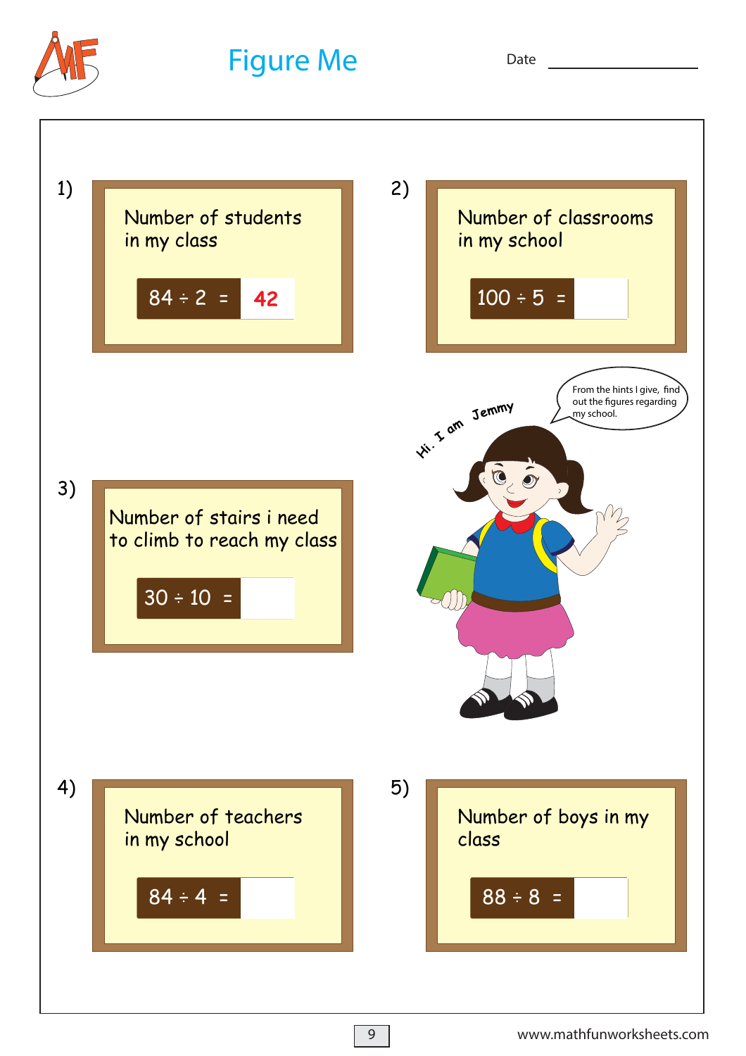# Figure Me

Date ________________

1) Number of students in my class

$84 \div 2 =$ **42**

2) Number of classrooms in my school

$100 \div 5 =$ ____

Hi. I am Jemmy

From the hints I give, find out the figures regarding my school.

3) Number of stairs i need to climb to reach my class

$30 \div 10 =$ ____

4) Number of teachers in my school

$84 \div 4 =$ ____

5) Number of boys in my class

$88 \div 8 =$ ____

www.mathfunworksheets.com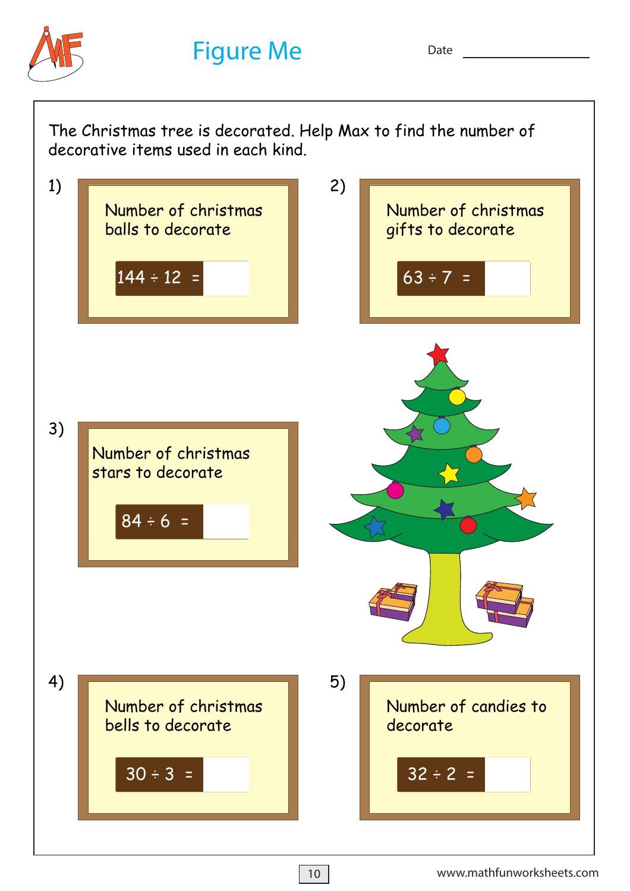# Figure Me

Date ______________

The Christmas tree is decorated. Help Max to find the number of decorative items used in each kind.

1) Number of christmas balls to decorate

$144 \div 12 =$ ______

2) Number of christmas gifts to decorate

$63 \div 7 =$ ______

3) Number of christmas stars to decorate

$84 \div 6 =$ ______

4) Number of christmas bells to decorate

$30 \div 3 =$ ______

5) Number of candies to decorate

$32 \div 2 =$ ______

www.mathfunworksheets.com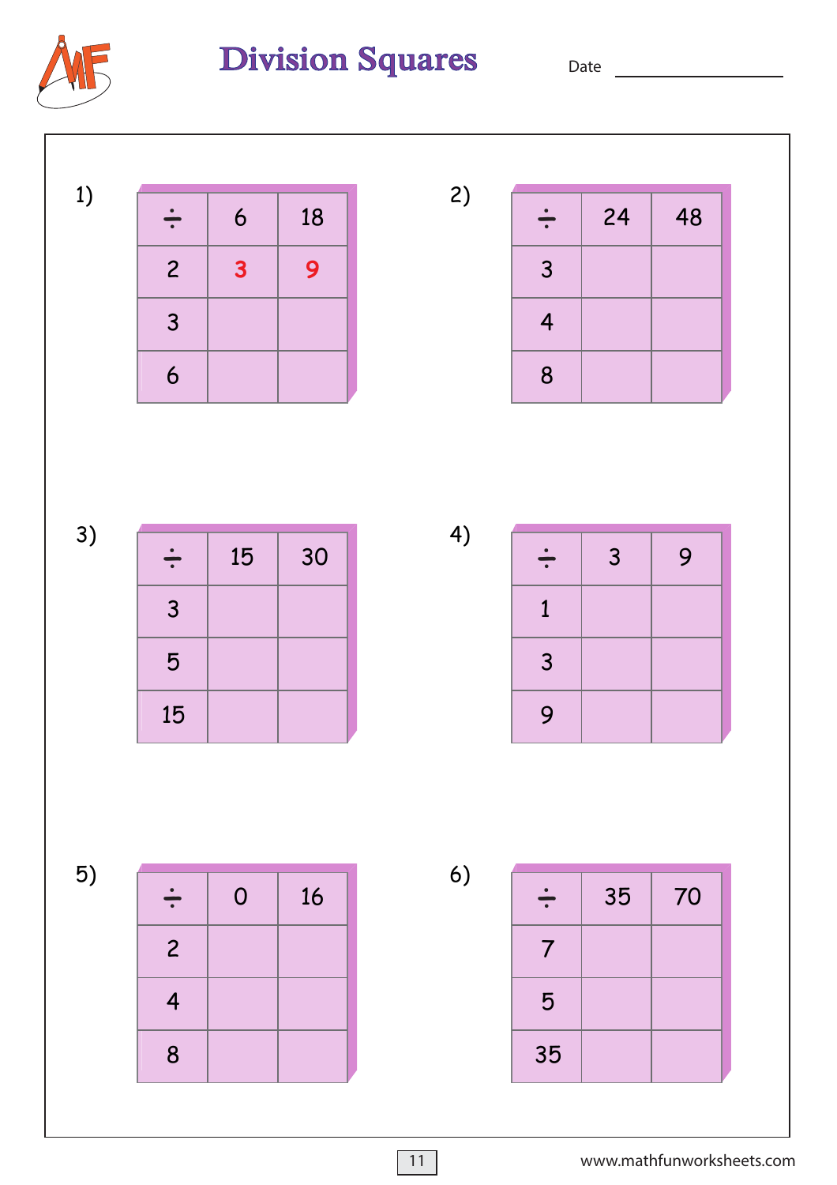# Division Squares

Date ____________

1)

| ÷ | 6 | 18 |
|---|---|---|
| 2 | 3 | 9 |
| 3 | | |
| 6 | | |

2)

| ÷ | 24 | 48 |
|---|---|---|
| 3 | | |
| 4 | | |
| 8 | | |

3)

| ÷ | 15 | 30 |
|---|---|---|
| 3 | | |
| 5 | | |
| 15 | | |

4)

| ÷ | 3 | 9 |
|---|---|---|
| 1 | | |
| 3 | | |
| 9 | | |

5)

| ÷ | 0 | 16 |
|---|---|---|
| 2 | | |
| 4 | | |
| 8 | | |

6)

| ÷ | 35 | 70 |
|---|---|---|
| 7 | | |
| 5 | | |
| 35 | | |

www.mathfunworksheets.com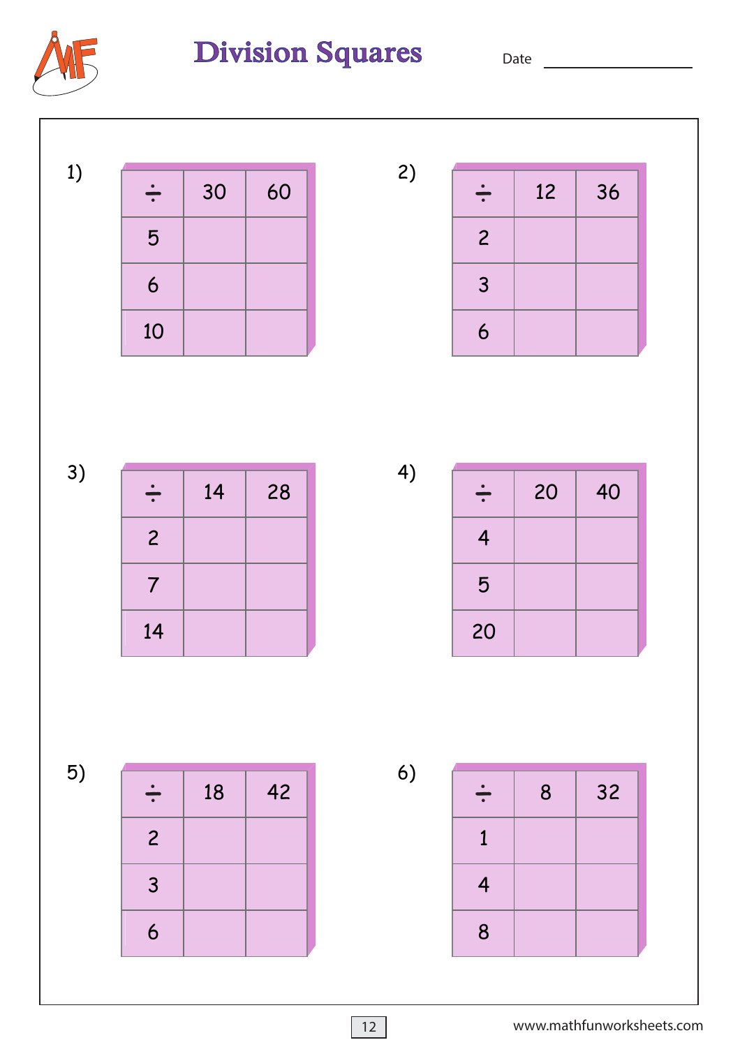# Division Squares

Date ______________

1)

| ÷ | 30 | 60 |
|---|---|---|
| 5 | | |
| 6 | | |
| 10 | | |

2)

| ÷ | 12 | 36 |
|---|---|---|
| 2 | | |
| 3 | | |
| 6 | | |

3)

| ÷ | 14 | 28 |
|---|---|---|
| 2 | | |
| 7 | | |
| 14 | | |

4)

| ÷ | 20 | 40 |
|---|---|---|
| 4 | | |
| 5 | | |
| 20 | | |

5)

| ÷ | 18 | 42 |
|---|---|---|
| 2 | | |
| 3 | | |
| 6 | | |

6)

| ÷ | 8 | 32 |
|---|---|---|
| 1 | | |
| 4 | | |
| 8 | | |

www.mathfunworksheets.com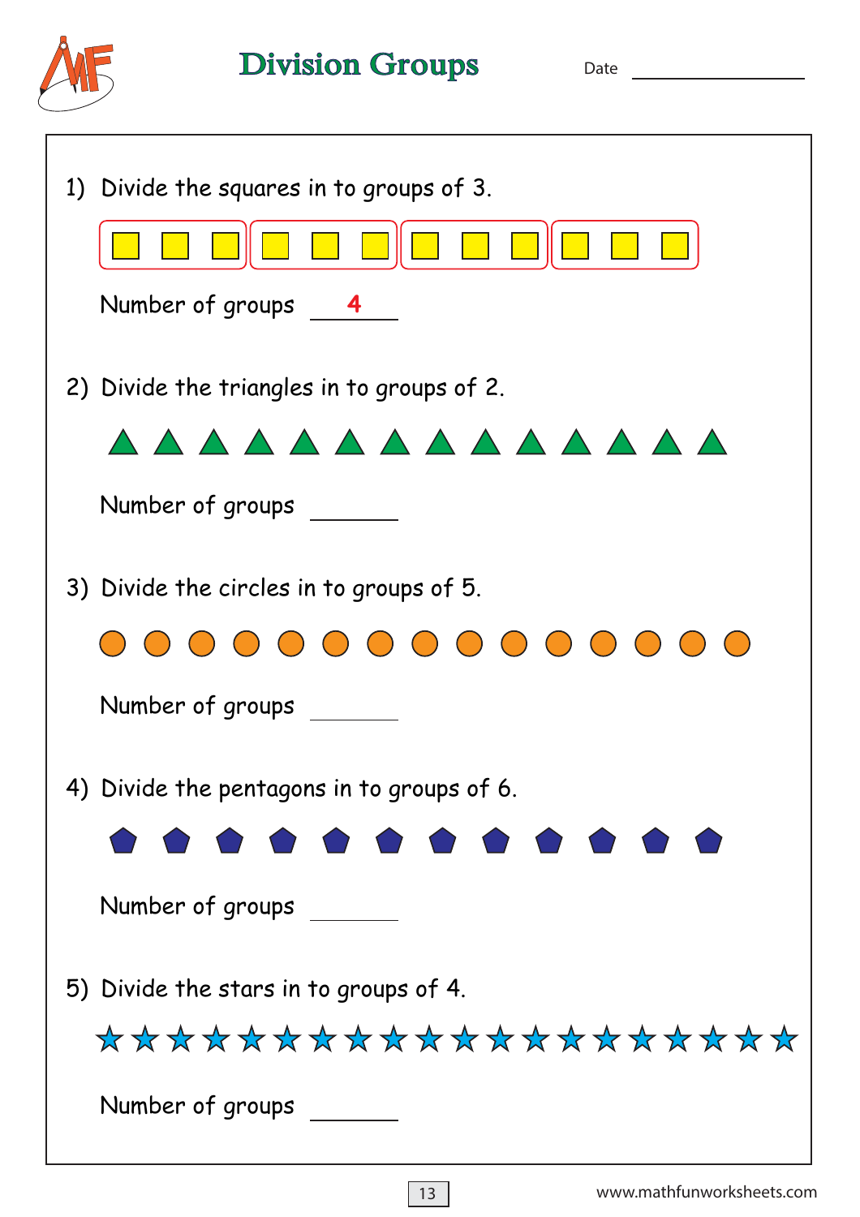# Division Groups

Date ______________

1) Divide the squares in to groups of 3.

Number of groups **4**

2) Divide the triangles in to groups of 2.

Number of groups ______

3) Divide the circles in to groups of 5.

Number of groups ______

4) Divide the pentagons in to groups of 6.

Number of groups ______

5) Divide the stars in to groups of 4.

Number of groups ______

www.mathfunworksheets.com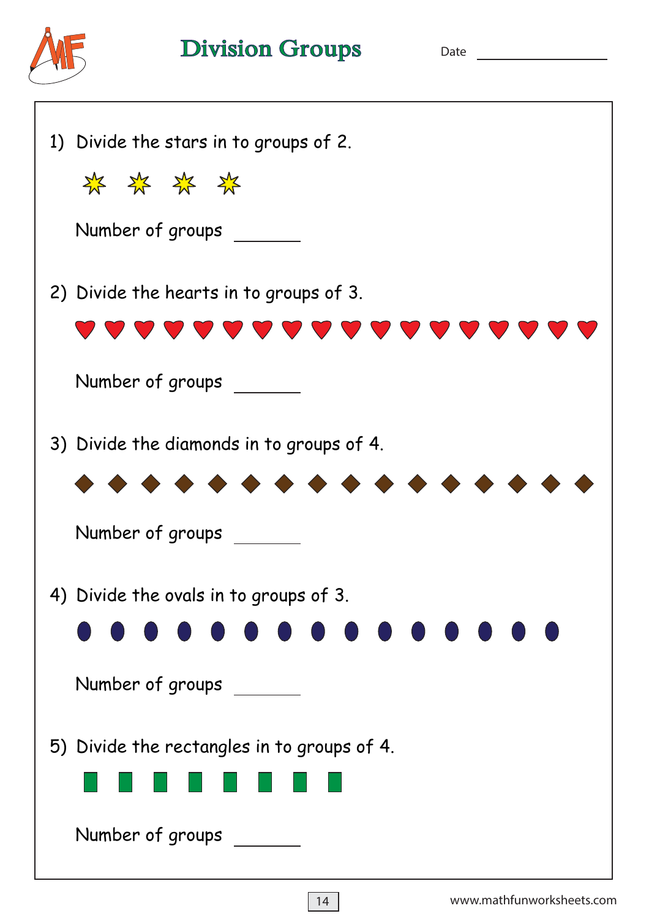# Division Groups

Date ______________

1) Divide the stars in to groups of 2.

Number of groups ______

2) Divide the hearts in to groups of 3.

Number of groups ______

3) Divide the diamonds in to groups of 4.

Number of groups ______

4) Divide the ovals in to groups of 3.

Number of groups ______

5) Divide the rectangles in to groups of 4.

Number of groups ______

www.mathfunworksheets.com